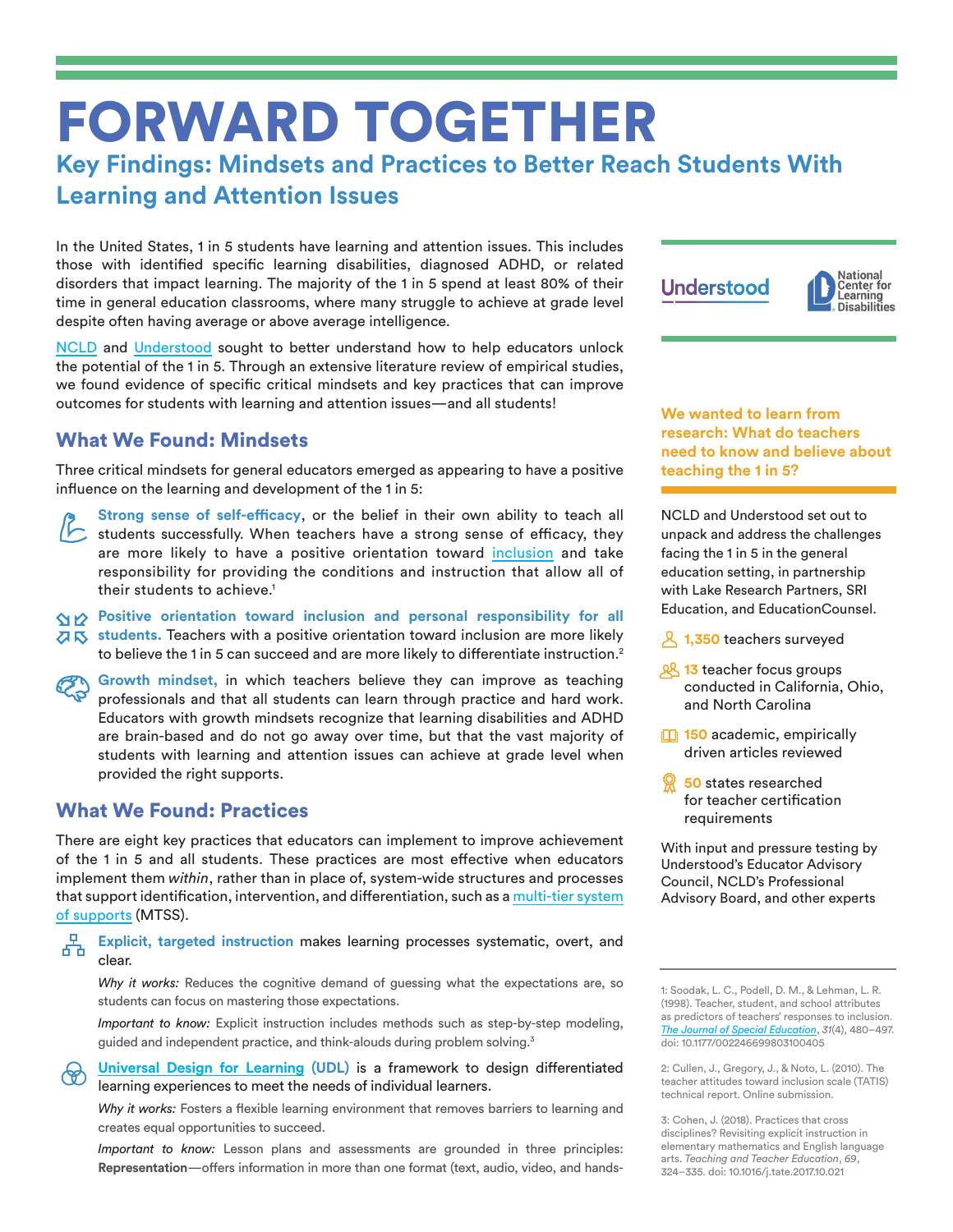# FORWARD TOGETHER

## Key Findings: Mindsets and Practices to Better Reach Students With Learning and Attention Issues

In the United States, 1 in 5 students have learning and attention issues. This includes those with identified specific learning disabilities, diagnosed ADHD, or related disorders that impact learning. The majority of the 1 in 5 spend at least 80% of their time in general education classrooms, where many struggle to achieve at grade level despite often having average or above average intelligence.

NCLD and Understood sought to better understand how to help educators unlock the potential of the 1 in 5. Through an extensive literature review of empirical studies, we found evidence of specific critical mindsets and key practices that can improve outcomes for students with learning and attention issues—and all students!

### What We Found: Mindsets

Three critical mindsets for general educators emerged as appearing to have a positive influence on the learning and development of the 1 in 5:

- **Strong sense of self-efficacy**, or the belief in their own ability to teach all students successfully. When teachers have a strong sense of efficacy, they are more likely to have a positive orientation toward inclusion and take responsibility for providing the conditions and instruction that allow all of their students to achieve.[1]
- **Positive orientation toward inclusion and personal responsibility for all students.** Teachers with a positive orientation toward inclusion are more likely to believe the 1 in 5 can succeed and are more likely to differentiate instruction.[2]
- **Growth mindset,** in which teachers believe they can improve as teaching professionals and that all students can learn through practice and hard work. Educators with growth mindsets recognize that learning disabilities and ADHD are brain-based and do not go away over time, but that the vast majority of students with learning and attention issues can achieve at grade level when provided the right supports.

### What We Found: Practices

There are eight key practices that educators can implement to improve achievement of the 1 in 5 and all students. These practices are most effective when educators implement them *within*, rather than in place of, system-wide structures and processes that support identification, intervention, and differentiation, such as a multi-tier system of supports (MTSS).

- **Explicit, targeted instruction** makes learning processes systematic, overt, and clear.

  *Why it works:* Reduces the cognitive demand of guessing what the expectations are, so students can focus on mastering those expectations.

  *Important to know:* Explicit instruction includes methods such as step-by-step modeling, guided and independent practice, and think-alouds during problem solving.[3]

- **Universal Design for Learning (UDL)** is a framework to design differentiated learning experiences to meet the needs of individual learners.

  *Why it works:* Fosters a flexible learning environment that removes barriers to learning and creates equal opportunities to succeed.

  *Important to know:* Lesson plans and assessments are grounded in three principles: **Representation**—offers information in more than one format (text, audio, video, and hands-

---

Understood | National Center for Learning Disabilities

**We wanted to learn from research: What do teachers need to know and believe about teaching the 1 in 5?**

NCLD and Understood set out to unpack and address the challenges facing the 1 in 5 in the general education setting, in partnership with Lake Research Partners, SRI Education, and EducationCounsel.

- **1,350** teachers surveyed
- **13** teacher focus groups conducted in California, Ohio, and North Carolina
- **150** academic, empirically driven articles reviewed
- **50** states researched for teacher certification requirements

With input and pressure testing by Understood's Educator Advisory Council, NCLD's Professional Advisory Board, and other experts

---

1: Soodak, L. C., Podell, D. M., & Lehman, L. R. (1998). Teacher, student, and school attributes as predictors of teachers' responses to inclusion. *The Journal of Special Education*, *31*(4), 480–497. doi: 10.1177/002246699803100405

2: Cullen, J., Gregory, J., & Noto, L. (2010). The teacher attitudes toward inclusion scale (TATIS) technical report. Online submission.

3: Cohen, J. (2018). Practices that cross disciplines? Revisiting explicit instruction in elementary mathematics and English language arts. *Teaching and Teacher Education*, *69*, 324–335. doi: 10.1016/j.tate.2017.10.021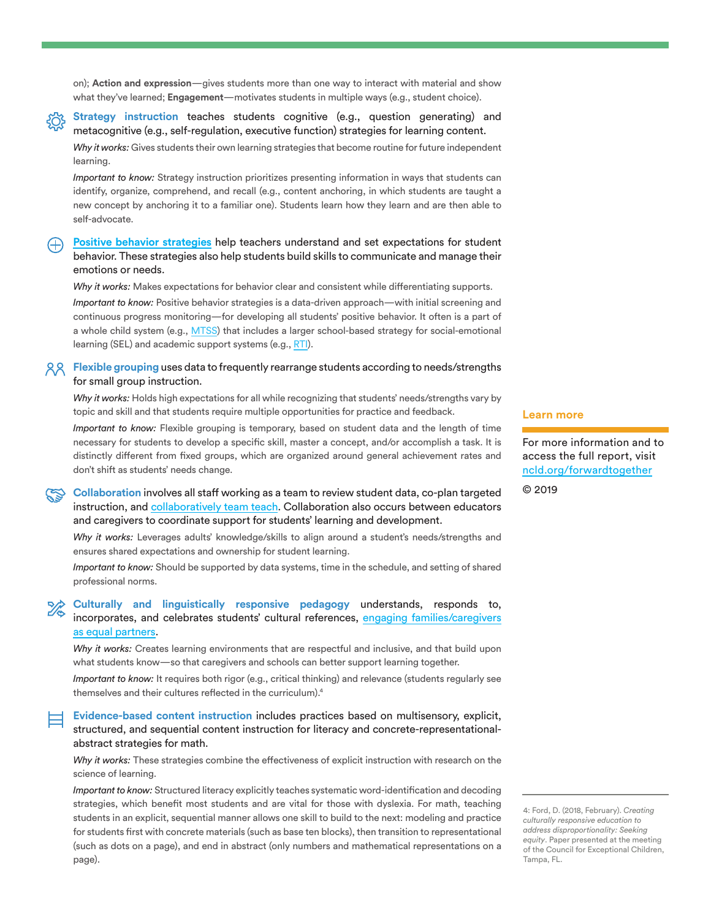on); **Action and expression**—gives students more than one way to interact with material and show what they've learned; **Engagement**—motivates students in multiple ways (e.g., student choice).

**Strategy instruction** teaches students cognitive (e.g., question generating) and metacognitive (e.g., self-regulation, executive function) strategies for learning content.

*Why it works:* Gives students their own learning strategies that become routine for future independent learning.

*Important to know:* Strategy instruction prioritizes presenting information in ways that students can identify, organize, comprehend, and recall (e.g., content anchoring, in which students are taught a new concept by anchoring it to a familiar one). Students learn how they learn and are then able to self-advocate.

**Positive behavior strategies** help teachers understand and set expectations for student behavior. These strategies also help students build skills to communicate and manage their emotions or needs.

*Why it works:* Makes expectations for behavior clear and consistent while differentiating supports.

*Important to know:* Positive behavior strategies is a data-driven approach—with initial screening and continuous progress monitoring—for developing all students' positive behavior. It often is a part of a whole child system (e.g., MTSS) that includes a larger school-based strategy for social-emotional learning (SEL) and academic support systems (e.g., RTI).

**Flexible grouping** uses data to frequently rearrange students according to needs/strengths for small group instruction.

*Why it works:* Holds high expectations for all while recognizing that students' needs/strengths vary by topic and skill and that students require multiple opportunities for practice and feedback.

*Important to know:* Flexible grouping is temporary, based on student data and the length of time necessary for students to develop a specific skill, master a concept, and/or accomplish a task. It is distinctly different from fixed groups, which are organized around general achievement rates and don't shift as students' needs change.

**Collaboration** involves all staff working as a team to review student data, co-plan targeted instruction, and collaboratively team teach. Collaboration also occurs between educators and caregivers to coordinate support for students' learning and development.

*Why it works:* Leverages adults' knowledge/skills to align around a student's needs/strengths and ensures shared expectations and ownership for student learning.

*Important to know:* Should be supported by data systems, time in the schedule, and setting of shared professional norms.

**Culturally and linguistically responsive pedagogy** understands, responds to, incorporates, and celebrates students' cultural references, engaging families/caregivers as equal partners.

*Why it works:* Creates learning environments that are respectful and inclusive, and that build upon what students know—so that caregivers and schools can better support learning together.

*Important to know:* It requires both rigor (e.g., critical thinking) and relevance (students regularly see themselves and their cultures reflected in the curriculum).[4]

**Evidence-based content instruction** includes practices based on multisensory, explicit, structured, and sequential content instruction for literacy and concrete-representational-abstract strategies for math.

*Why it works:* These strategies combine the effectiveness of explicit instruction with research on the science of learning.

*Important to know:* Structured literacy explicitly teaches systematic word-identification and decoding strategies, which benefit most students and are vital for those with dyslexia. For math, teaching students in an explicit, sequential manner allows one skill to build to the next: modeling and practice for students first with concrete materials (such as base ten blocks), then transition to representational (such as dots on a page), and end in abstract (only numbers and mathematical representations on a page).

### Learn more

For more information and to access the full report, visit ncld.org/forwardtogether

© 2019

4: Ford, D. (2018, February). *Creating culturally responsive education to address disproportionality: Seeking equity*. Paper presented at the meeting of the Council for Exceptional Children, Tampa, FL.